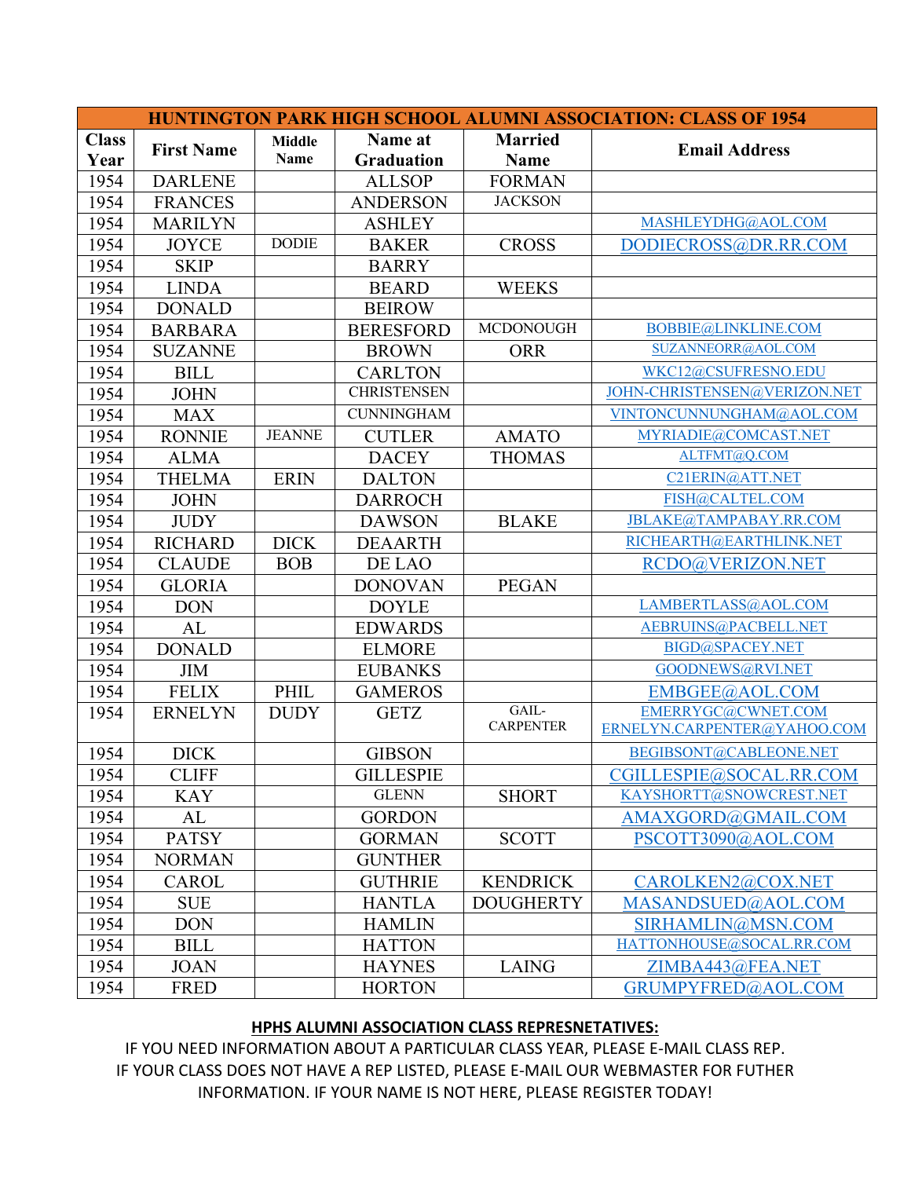| HUNTINGTON PARK HIGH SCHOOL ALUMNI ASSOCIATION: CLASS OF 1954 | | | | | |
|---|---|---|---|---|---|
| **Class Year** | **First Name** | **Middle Name** | **Name at Graduation** | **Married Name** | **Email Address** |
| 1954 | DARLENE | | ALLSOP | FORMAN | |
| 1954 | FRANCES | | ANDERSON | JACKSON | |
| 1954 | MARILYN | | ASHLEY | | MASHLEYDHG@AOL.COM |
| 1954 | JOYCE | DODIE | BAKER | CROSS | DODIECROSS@DR.RR.COM |
| 1954 | SKIP | | BARRY | | |
| 1954 | LINDA | | BEARD | WEEKS | |
| 1954 | DONALD | | BEIROW | | |
| 1954 | BARBARA | | BERESFORD | MCDONOUGH | BOBBIE@LINKLINE.COM |
| 1954 | SUZANNE | | BROWN | ORR | SUZANNEORR@AOL.COM |
| 1954 | BILL | | CARLTON | | WKC12@CSUFRESNO.EDU |
| 1954 | JOHN | | CHRISTENSEN | | JOHN-CHRISTENSEN@VERIZON.NET |
| 1954 | MAX | | CUNNINGHAM | | VINTONCUNNUNGHAM@AOL.COM |
| 1954 | RONNIE | JEANNE | CUTLER | AMATO | MYRIADIE@COMCAST.NET |
| 1954 | ALMA | | DACEY | THOMAS | ALTFMT@Q.COM |
| 1954 | THELMA | ERIN | DALTON | | C21ERIN@ATT.NET |
| 1954 | JOHN | | DARROCH | | FISH@CALTEL.COM |
| 1954 | JUDY | | DAWSON | BLAKE | JBLAKE@TAMPABAY.RR.COM |
| 1954 | RICHARD | DICK | DEAARTH | | RICHEARTH@EARTHLINK.NET |
| 1954 | CLAUDE | BOB | DE LAO | | RCDO@VERIZON.NET |
| 1954 | GLORIA | | DONOVAN | PEGAN | |
| 1954 | DON | | DOYLE | | LAMBERTLASS@AOL.COM |
| 1954 | AL | | EDWARDS | | AEBRUINS@PACBELL.NET |
| 1954 | DONALD | | ELMORE | | BIGD@SPACEY.NET |
| 1954 | JIM | | EUBANKS | | GOODNEWS@RVI.NET |
| 1954 | FELIX | PHIL | GAMEROS | | EMBGEE@AOL.COM |
| 1954 | ERNELYN | DUDY | GETZ | GAIL-CARPENTER | EMERRYGC@CWNET.COM ERNELYN.CARPENTER@YAHOO.COM |
| 1954 | DICK | | GIBSON | | BEGIBSONT@CABLEONE.NET |
| 1954 | CLIFF | | GILLESPIE | | CGILLESPIE@SOCAL.RR.COM |
| 1954 | KAY | | GLENN | SHORT | KAYSHORTT@SNOWCREST.NET |
| 1954 | AL | | GORDON | | AMAXGORD@GMAIL.COM |
| 1954 | PATSY | | GORMAN | SCOTT | PSCOTT3090@AOL.COM |
| 1954 | NORMAN | | GUNTHER | | |
| 1954 | CAROL | | GUTHRIE | KENDRICK | CAROLKEN2@COX.NET |
| 1954 | SUE | | HANTLA | DOUGHERTY | MASANDSUED@AOL.COM |
| 1954 | DON | | HAMLIN | | SIRHAMLIN@MSN.COM |
| 1954 | BILL | | HATTON | | HATTONHOUSE@SOCAL.RR.COM |
| 1954 | JOAN | | HAYNES | LAING | ZIMBA443@FEA.NET |
| 1954 | FRED | | HORTON | | GRUMPYFRED@AOL.COM |

**HPHS ALUMNI ASSOCIATION CLASS REPRESNETATIVES:**

IF YOU NEED INFORMATION ABOUT A PARTICULAR CLASS YEAR, PLEASE E-MAIL CLASS REP.
IF YOUR CLASS DOES NOT HAVE A REP LISTED, PLEASE E-MAIL OUR WEBMASTER FOR FUTHER INFORMATION. IF YOUR NAME IS NOT HERE, PLEASE REGISTER TODAY!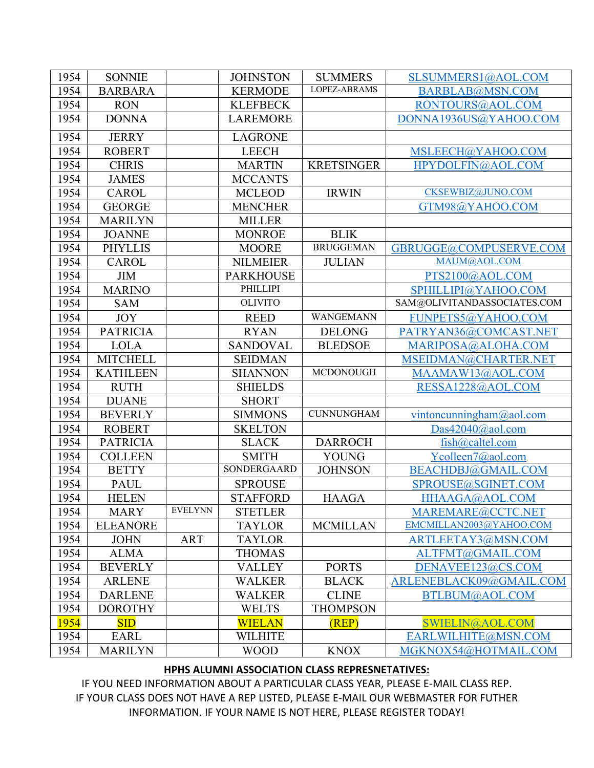| | | | | | |
|---|---|---|---|---|---|
| 1954 | SONNIE | | JOHNSTON | SUMMERS | SLSUMMERS1@AOL.COM |
| 1954 | BARBARA | | KERMODE | LOPEZ-ABRAMS | BARBLAB@MSN.COM |
| 1954 | RON | | KLEFBECK | | RONTOURS@AOL.COM |
| 1954 | DONNA | | LAREMORE | | DONNA1936US@YAHOO.COM |
| 1954 | JERRY | | LAGRONE | | |
| 1954 | ROBERT | | LEECH | | MSLEECH@YAHOO.COM |
| 1954 | CHRIS | | MARTIN | KRETSINGER | HPYDOLFIN@AOL.COM |
| 1954 | JAMES | | MCCANTS | | |
| 1954 | CAROL | | MCLEOD | IRWIN | CKSEWBIZ@JUNO.COM |
| 1954 | GEORGE | | MENCHER | | GTM98@YAHOO.COM |
| 1954 | MARILYN | | MILLER | | |
| 1954 | JOANNE | | MONROE | BLIK | |
| 1954 | PHYLLIS | | MOORE | BRUGGEMAN | GBRUGGE@COMPUSERVE.COM |
| 1954 | CAROL | | NILMEIER | JULIAN | MAUM@AOL.COM |
| 1954 | JIM | | PARKHOUSE | | PTS2100@AOL.COM |
| 1954 | MARINO | | PHILLIPI | | SPHILLIPI@YAHOO.COM |
| 1954 | SAM | | OLIVITO | | SAM@OLIVITANDASSOCIATES.COM |
| 1954 | JOY | | REED | WANGEMANN | FUNPETS5@YAHOO.COM |
| 1954 | PATRICIA | | RYAN | DELONG | PATRYAN36@COMCAST.NET |
| 1954 | LOLA | | SANDOVAL | BLEDSOE | MARIPOSA@ALOHA.COM |
| 1954 | MITCHELL | | SEIDMAN | | MSEIDMAN@CHARTER.NET |
| 1954 | KATHLEEN | | SHANNON | MCDONOUGH | MAAMAW13@AOL.COM |
| 1954 | RUTH | | SHIELDS | | RESSA1228@AOL.COM |
| 1954 | DUANE | | SHORT | | |
| 1954 | BEVERLY | | SIMMONS | CUNNUNGHAM | vintoncunningham@aol.com |
| 1954 | ROBERT | | SKELTON | | Das42040@aol.com |
| 1954 | PATRICIA | | SLACK | DARROCH | fish@caltel.com |
| 1954 | COLLEEN | | SMITH | YOUNG | Ycolleen7@aol.com |
| 1954 | BETTY | | SONDERGAARD | JOHNSON | BEACHDBJ@GMAIL.COM |
| 1954 | PAUL | | SPROUSE | | SPROUSE@SGINET.COM |
| 1954 | HELEN | | STAFFORD | HAAGA | HHAAGA@AOL.COM |
| 1954 | MARY | EVELYNN | STETLER | | MAREMARE@CCTC.NET |
| 1954 | ELEANORE | | TAYLOR | MCMILLAN | EMCMILLAN2003@YAHOO.COM |
| 1954 | JOHN | ART | TAYLOR | | ARTLEETAY3@MSN.COM |
| 1954 | ALMA | | THOMAS | | ALTFMT@GMAIL.COM |
| 1954 | BEVERLY | | VALLEY | PORTS | DENAVEE123@CS.COM |
| 1954 | ARLENE | | WALKER | BLACK | ARLENEBLACK09@GMAIL.COM |
| 1954 | DARLENE | | WALKER | CLINE | BTLBUM@AOL.COM |
| 1954 | DOROTHY | | WELTS | THOMPSON | |
| 1954 | SID | | WIELAN | (REP) | SWIELIN@AOL.COM |
| 1954 | EARL | | WILHITE | | EARLWILHITE@MSN.COM |
| 1954 | MARILYN | | WOOD | KNOX | MGKNOX54@HOTMAIL.COM |

**HPHS ALUMNI ASSOCIATION CLASS REPRESNETATIVES:**

IF YOU NEED INFORMATION ABOUT A PARTICULAR CLASS YEAR, PLEASE E-MAIL CLASS REP.
IF YOUR CLASS DOES NOT HAVE A REP LISTED, PLEASE E-MAIL OUR WEBMASTER FOR FUTHER INFORMATION. IF YOUR NAME IS NOT HERE, PLEASE REGISTER TODAY!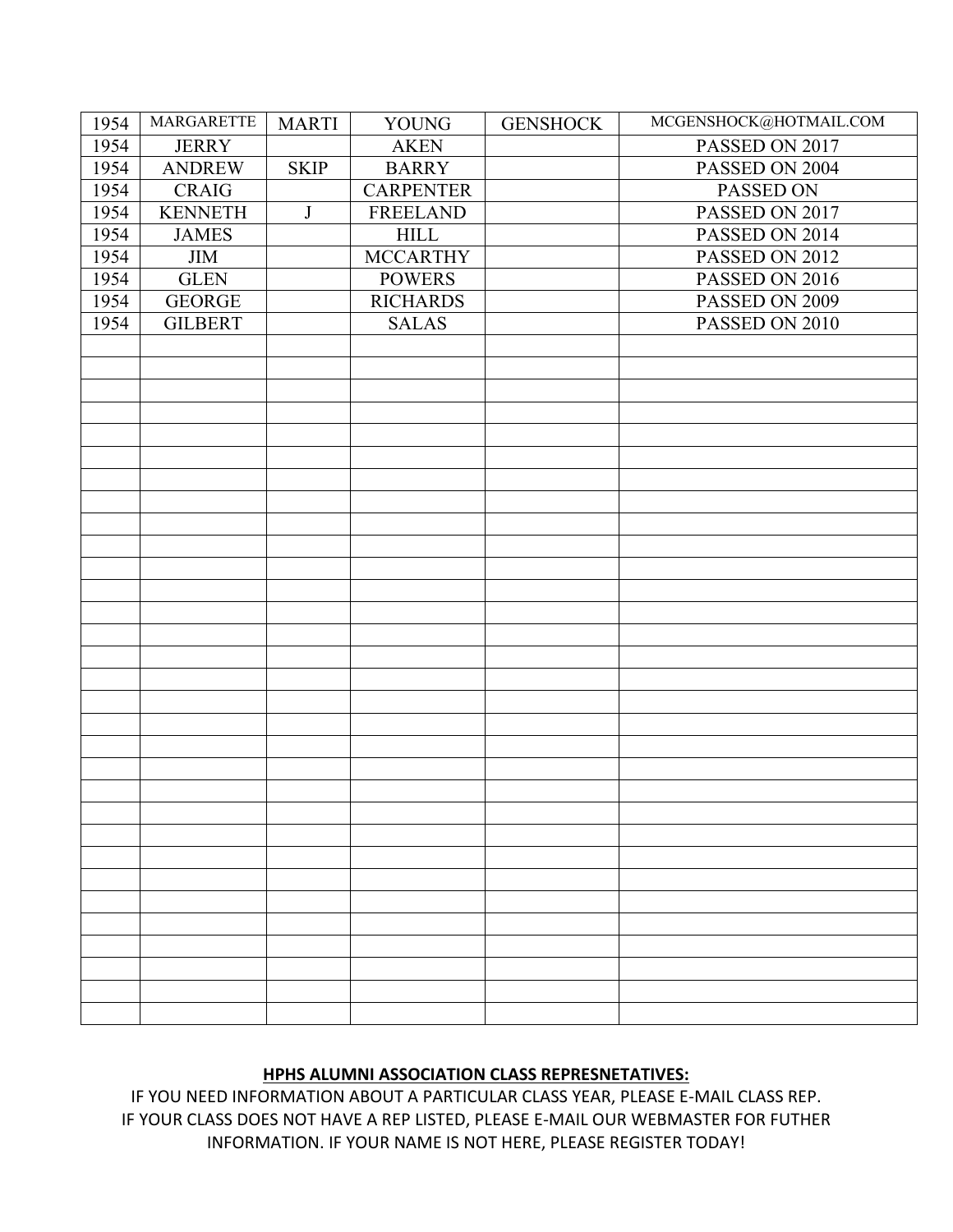| | | | | | |
|---|---|---|---|---|---|
| 1954 | MARGARETTE | MARTI | YOUNG | GENSHOCK | MCGENSHOCK@HOTMAIL.COM |
| 1954 | JERRY | | AKEN | | PASSED ON 2017 |
| 1954 | ANDREW | SKIP | BARRY | | PASSED ON 2004 |
| 1954 | CRAIG | | CARPENTER | | PASSED ON |
| 1954 | KENNETH | J | FREELAND | | PASSED ON 2017 |
| 1954 | JAMES | | HILL | | PASSED ON 2014 |
| 1954 | JIM | | MCCARTHY | | PASSED ON 2012 |
| 1954 | GLEN | | POWERS | | PASSED ON 2016 |
| 1954 | GEORGE | | RICHARDS | | PASSED ON 2009 |
| 1954 | GILBERT | | SALAS | | PASSED ON 2010 |

**HPHS ALUMNI ASSOCIATION CLASS REPRESNETATIVES:**

IF YOU NEED INFORMATION ABOUT A PARTICULAR CLASS YEAR, PLEASE E-MAIL CLASS REP. IF YOUR CLASS DOES NOT HAVE A REP LISTED, PLEASE E-MAIL OUR WEBMASTER FOR FUTHER INFORMATION. IF YOUR NAME IS NOT HERE, PLEASE REGISTER TODAY!